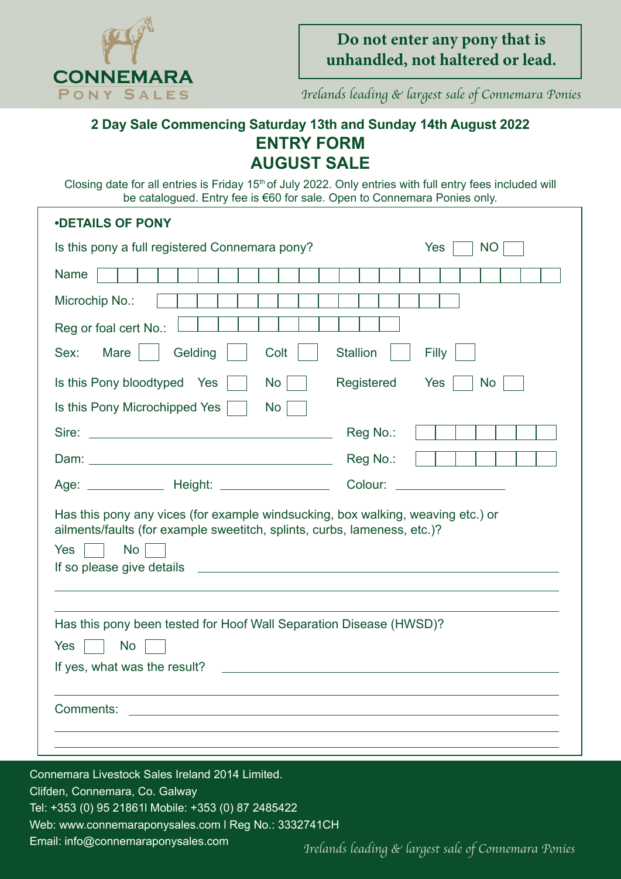CONNEMARA
PONY SALES

**Do not enter any pony that is unhandled, not haltered or lead.**

*Irelands leading & largest sale of Connemara Ponies*

## 2 Day Sale Commencing Saturday 13th and Sunday 14th August 2022

# ENTRY FORM
# AUGUST SALE

Closing date for all entries is Friday 15th of July 2022. Only entries with full entry fees included will be catalogued. Entry fee is €60 for sale. Open to Connemara Ponies only.

**•DETAILS OF PONY**

Is this pony a full registered Connemara pony? Yes ☐ NO ☐

Name ☐☐☐☐☐☐☐☐☐☐☐☐☐☐☐☐☐☐☐☐☐☐☐☐☐☐☐☐☐☐☐☐☐☐☐☐☐☐☐☐☐☐☐☐☐☐☐☐☐☐☐☐☐☐☐☐☐☐☐☐☐☐☐☐☐☐☐☐☐☐☐☐☐☐☐☐☐☐☐☐☐☐☐☐☐☐☐☐☐☐☐☐☐☐☐☐☐☐☐☐☐☐☐☐☐☐☐☐☐☐☐☐☐☐☐☐☐☐☐☐☐☐☐☐☐☐

Microchip No.: ☐☐☐☐☐☐☐☐☐☐☐☐☐☐☐

Reg or foal cert No.: ☐☐☐☐☐☐☐☐☐☐☐

Sex: Mare ☐ Gelding ☐ Colt ☐ Stallion ☐ Filly ☐

Is this Pony bloodtyped Yes ☐ No ☐ Registered Yes ☐ No ☐

Is this Pony Microchipped Yes ☐ No ☐

Sire: ______________________ Reg No.: ☐☐☐☐☐☐☐

Dam: ______________________ Reg No.: ☐☐☐☐☐☐☐

Age: __________ Height: ______________ Colour: ______________

Has this pony any vices (for example windsucking, box walking, weaving etc.) or ailments/faults (for example sweetitch, splints, curbs, lameness, etc.)?

Yes ☐ No ☐

If so please give details ______________________________________________

______________________________________________

______________________________________________

Has this pony been tested for Hoof Wall Separation Disease (HWSD)?

Yes ☐ No ☐

If yes, what was the result? ______________________________________________

______________________________________________

Comments: ______________________________________________

______________________________________________

______________________________________________

Connemara Livestock Sales Ireland 2014 Limited.
Clifden, Connemara, Co. Galway
Tel: +353 (0) 95 21861l Mobile: +353 (0) 87 2485422
Web: www.connemaraponysales.com l Reg No.: 3332741CH
Email: info@connemaraponysales.com

*Irelands leading & largest sale of Connemara Ponies*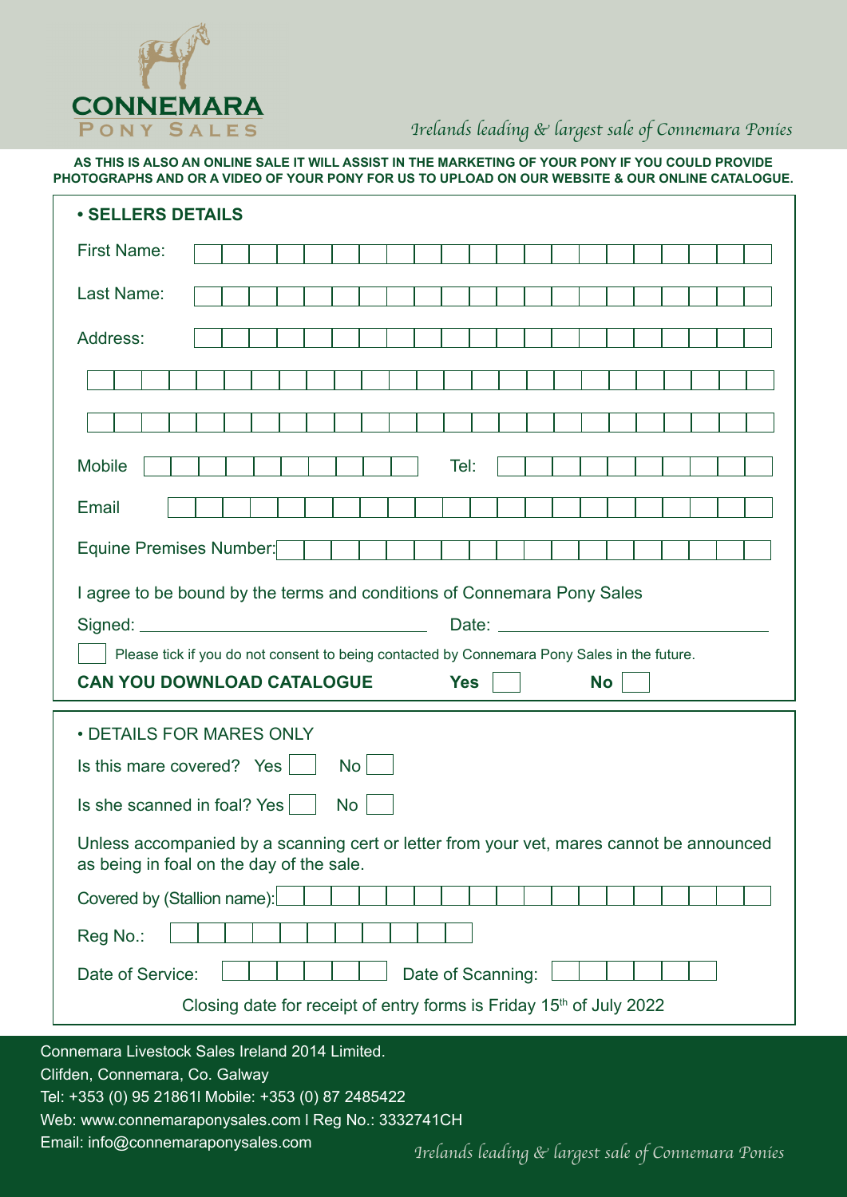CONNEMARA
PONY SALES

*Irelands leading & largest sale of Connemara Ponies*

**AS THIS IS ALSO AN ONLINE SALE IT WILL ASSIST IN THE MARKETING OF YOUR PONY IF YOU COULD PROVIDE PHOTOGRAPHS AND OR A VIDEO OF YOUR PONY FOR US TO UPLOAD ON OUR WEBSITE & OUR ONLINE CATALOGUE.**

## • SELLERS DETAILS

First Name:

Last Name:

Address:

Mobile  Tel:

Email

Equine Premises Number:

I agree to be bound by the terms and conditions of Connemara Pony Sales

Signed: ______________________ Date: ______________________

☐ Please tick if you do not consent to being contacted by Connemara Pony Sales in the future.

**CAN YOU DOWNLOAD CATALOGUE** **Yes** ☐ **No** ☐

## • DETAILS FOR MARES ONLY

Is this mare covered? Yes ☐ No ☐

Is she scanned in foal? Yes ☐ No ☐

Unless accompanied by a scanning cert or letter from your vet, mares cannot be announced as being in foal on the day of the sale.

Covered by (Stallion name):

Reg No.:

Date of Service:  Date of Scanning:

Closing date for receipt of entry forms is Friday 15th of July 2022

Connemara Livestock Sales Ireland 2014 Limited.
Clifden, Connemara, Co. Galway
Tel: +353 (0) 95 21861l Mobile: +353 (0) 87 2485422
Web: www.connemaraponysales.com l Reg No.: 3332741CH
Email: info@connemaraponysales.com

*Irelands leading & largest sale of Connemara Ponies*